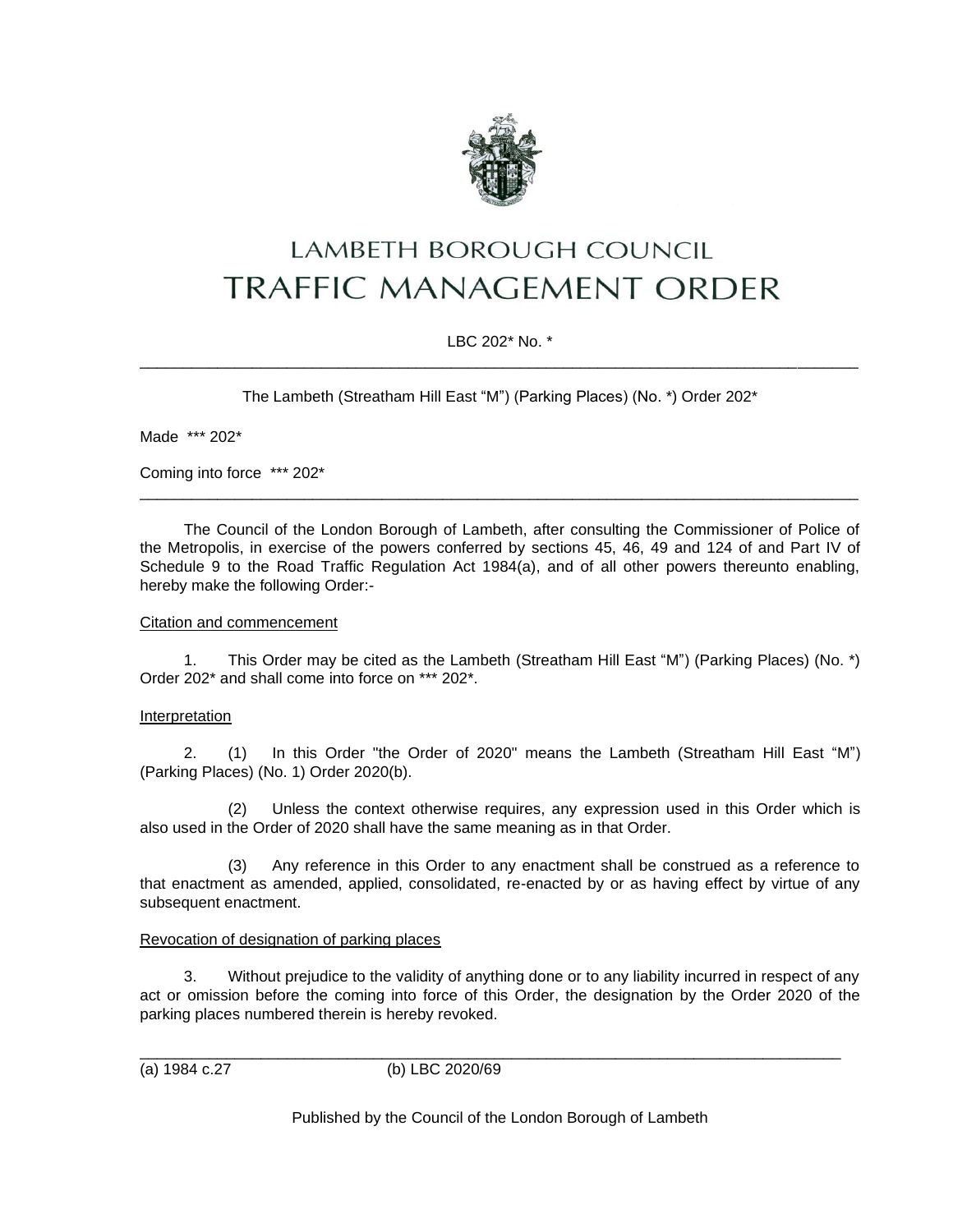# LAMBETH BOROUGH COUNCIL
# TRAFFIC MANAGEMENT ORDER

LBC 202* No. *

---

The Lambeth (Streatham Hill East "M") (Parking Places) (No. *) Order 202*

Made *** 202*

Coming into force *** 202*

---

The Council of the London Borough of Lambeth, after consulting the Commissioner of Police of the Metropolis, in exercise of the powers conferred by sections 45, 46, 49 and 124 of and Part IV of Schedule 9 to the Road Traffic Regulation Act 1984(a), and of all other powers thereunto enabling, hereby make the following Order:-

Citation and commencement

1. This Order may be cited as the Lambeth (Streatham Hill East "M") (Parking Places) (No. *) Order 202* and shall come into force on *** 202*.

Interpretation

2. (1) In this Order "the Order of 2020" means the Lambeth (Streatham Hill East "M") (Parking Places) (No. 1) Order 2020(b).

(2) Unless the context otherwise requires, any expression used in this Order which is also used in the Order of 2020 shall have the same meaning as in that Order.

(3) Any reference in this Order to any enactment shall be construed as a reference to that enactment as amended, applied, consolidated, re-enacted by or as having effect by virtue of any subsequent enactment.

Revocation of designation of parking places

3. Without prejudice to the validity of anything done or to any liability incurred in respect of any act or omission before the coming into force of this Order, the designation by the Order 2020 of the parking places numbered therein is hereby revoked.

---

(a) 1984 c.27 (b) LBC 2020/69

Published by the Council of the London Borough of Lambeth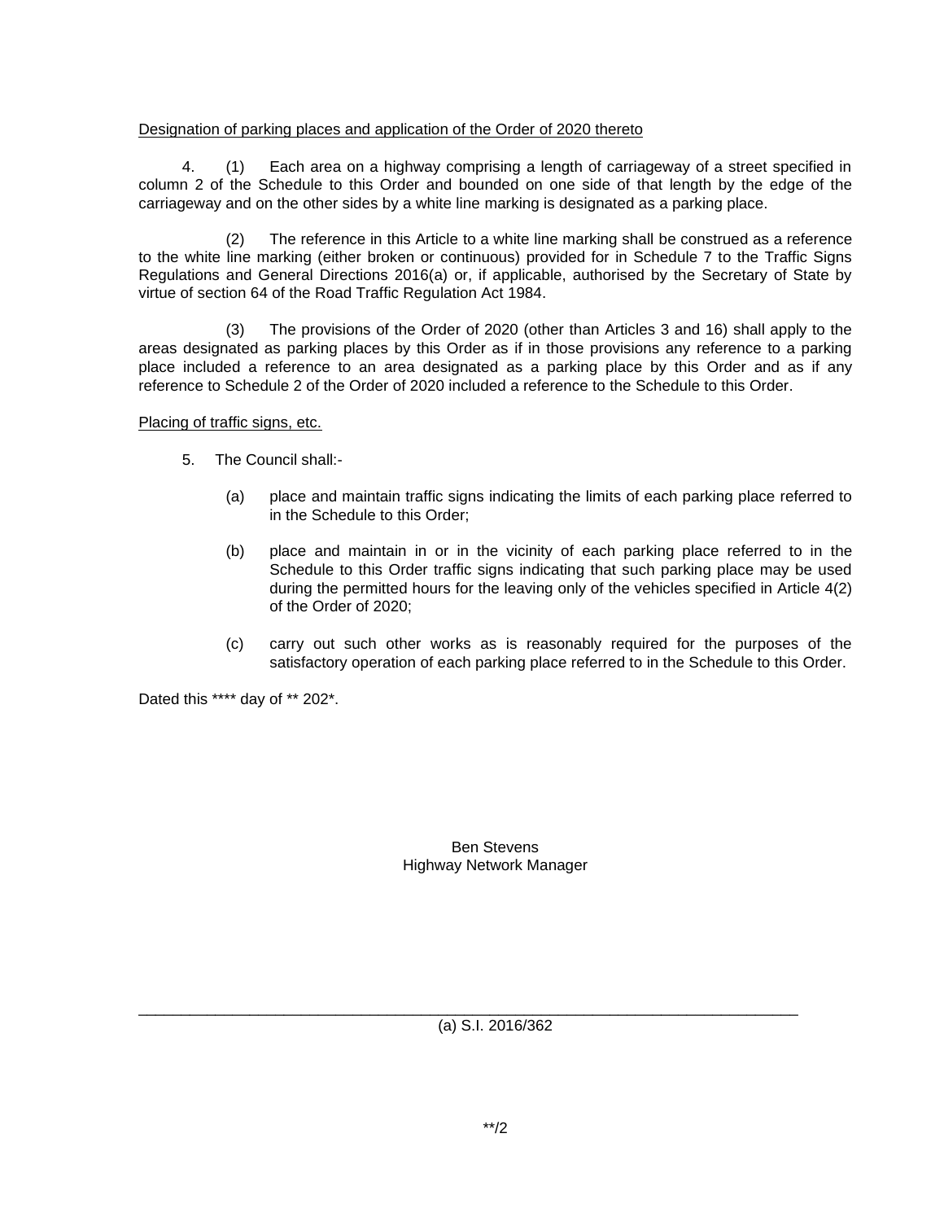<u>Designation of parking places and application of the Order of 2020 thereto</u>

4. (1) Each area on a highway comprising a length of carriageway of a street specified in column 2 of the Schedule to this Order and bounded on one side of that length by the edge of the carriageway and on the other sides by a white line marking is designated as a parking place.

(2) The reference in this Article to a white line marking shall be construed as a reference to the white line marking (either broken or continuous) provided for in Schedule 7 to the Traffic Signs Regulations and General Directions 2016(a) or, if applicable, authorised by the Secretary of State by virtue of section 64 of the Road Traffic Regulation Act 1984.

(3) The provisions of the Order of 2020 (other than Articles 3 and 16) shall apply to the areas designated as parking places by this Order as if in those provisions any reference to a parking place included a reference to an area designated as a parking place by this Order and as if any reference to Schedule 2 of the Order of 2020 included a reference to the Schedule to this Order.

<u>Placing of traffic signs, etc.</u>

5. The Council shall:-

(a) place and maintain traffic signs indicating the limits of each parking place referred to in the Schedule to this Order;

(b) place and maintain in or in the vicinity of each parking place referred to in the Schedule to this Order traffic signs indicating that such parking place may be used during the permitted hours for the leaving only of the vehicles specified in Article 4(2) of the Order of 2020;

(c) carry out such other works as is reasonably required for the purposes of the satisfactory operation of each parking place referred to in the Schedule to this Order.

Dated this **** day of ** 202*.

Ben Stevens
Highway Network Manager

---

(a) S.I. 2016/362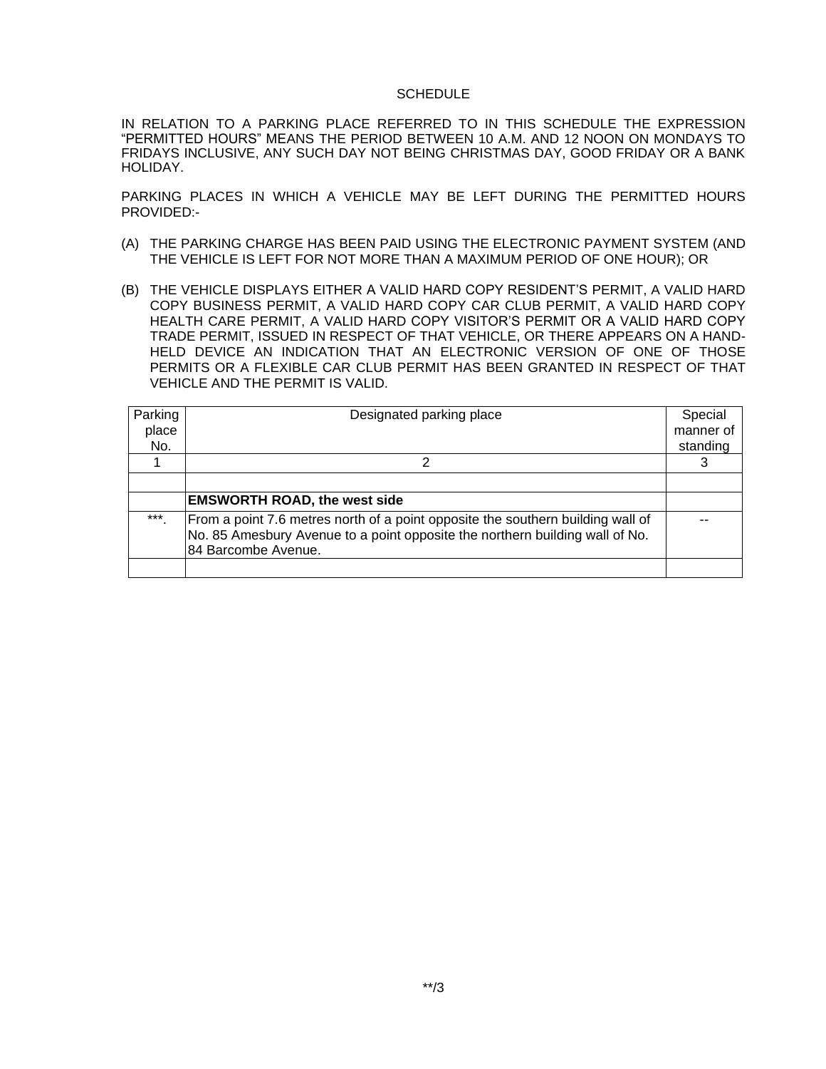SCHEDULE

IN RELATION TO A PARKING PLACE REFERRED TO IN THIS SCHEDULE THE EXPRESSION "PERMITTED HOURS" MEANS THE PERIOD BETWEEN 10 A.M. AND 12 NOON ON MONDAYS TO FRIDAYS INCLUSIVE, ANY SUCH DAY NOT BEING CHRISTMAS DAY, GOOD FRIDAY OR A BANK HOLIDAY.

PARKING PLACES IN WHICH A VEHICLE MAY BE LEFT DURING THE PERMITTED HOURS PROVIDED:-

(A) THE PARKING CHARGE HAS BEEN PAID USING THE ELECTRONIC PAYMENT SYSTEM (AND THE VEHICLE IS LEFT FOR NOT MORE THAN A MAXIMUM PERIOD OF ONE HOUR); OR

(B) THE VEHICLE DISPLAYS EITHER A VALID HARD COPY RESIDENT'S PERMIT, A VALID HARD COPY BUSINESS PERMIT, A VALID HARD COPY CAR CLUB PERMIT, A VALID HARD COPY HEALTH CARE PERMIT, A VALID HARD COPY VISITOR'S PERMIT OR A VALID HARD COPY TRADE PERMIT, ISSUED IN RESPECT OF THAT VEHICLE, OR THERE APPEARS ON A HAND-HELD DEVICE AN INDICATION THAT AN ELECTRONIC VERSION OF ONE OF THOSE PERMITS OR A FLEXIBLE CAR CLUB PERMIT HAS BEEN GRANTED IN RESPECT OF THAT VEHICLE AND THE PERMIT IS VALID.

| Parking place No. | Designated parking place | Special manner of standing |
|---|---|---|
| 1 | 2 | 3 |
| | | |
| | **EMSWORTH ROAD, the west side** | |
| ***. | From a point 7.6 metres north of a point opposite the southern building wall of No. 85 Amesbury Avenue to a point opposite the northern building wall of No. 84 Barcombe Avenue. | -- |
| | | |

**/3